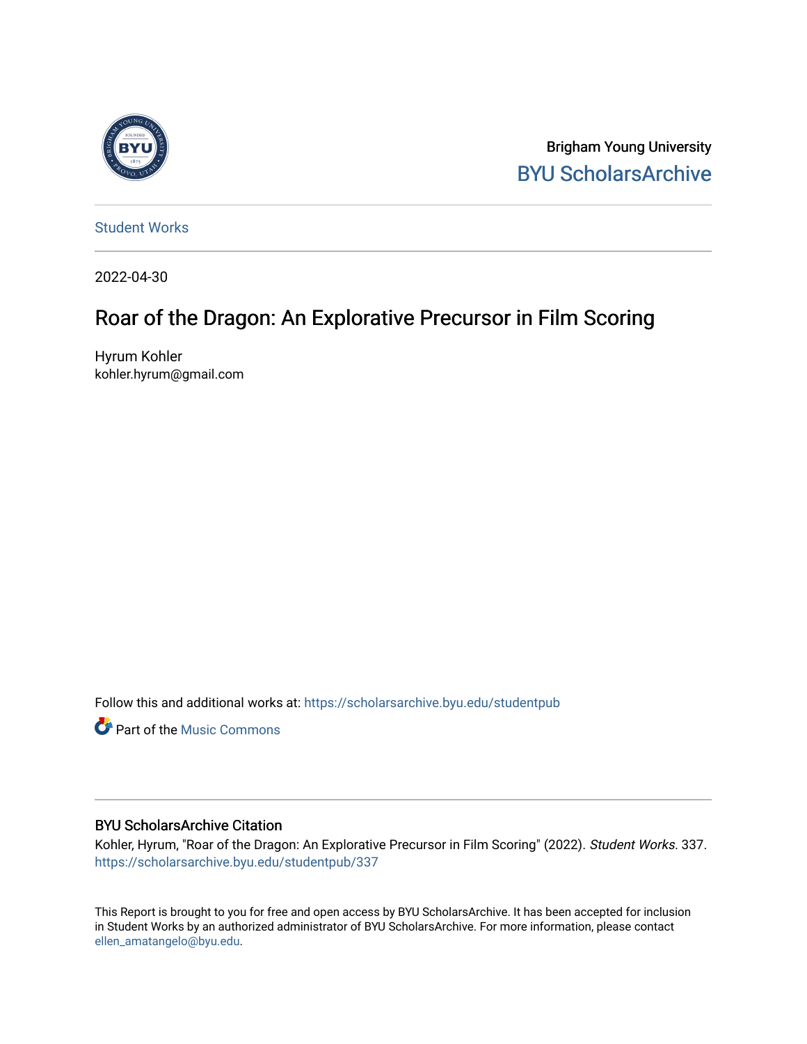Brigham Young University
BYU ScholarsArchive

Student Works

2022-04-30

# Roar of the Dragon: An Explorative Precursor in Film Scoring

Hyrum Kohler
kohler.hyrum@gmail.com

Follow this and additional works at: https://scholarsarchive.byu.edu/studentpub

Part of the Music Commons

## BYU ScholarsArchive Citation

Kohler, Hyrum, "Roar of the Dragon: An Explorative Precursor in Film Scoring" (2022). *Student Works*. 337.
https://scholarsarchive.byu.edu/studentpub/337

This Report is brought to you for free and open access by BYU ScholarsArchive. It has been accepted for inclusion in Student Works by an authorized administrator of BYU ScholarsArchive. For more information, please contact ellen_amatangelo@byu.edu.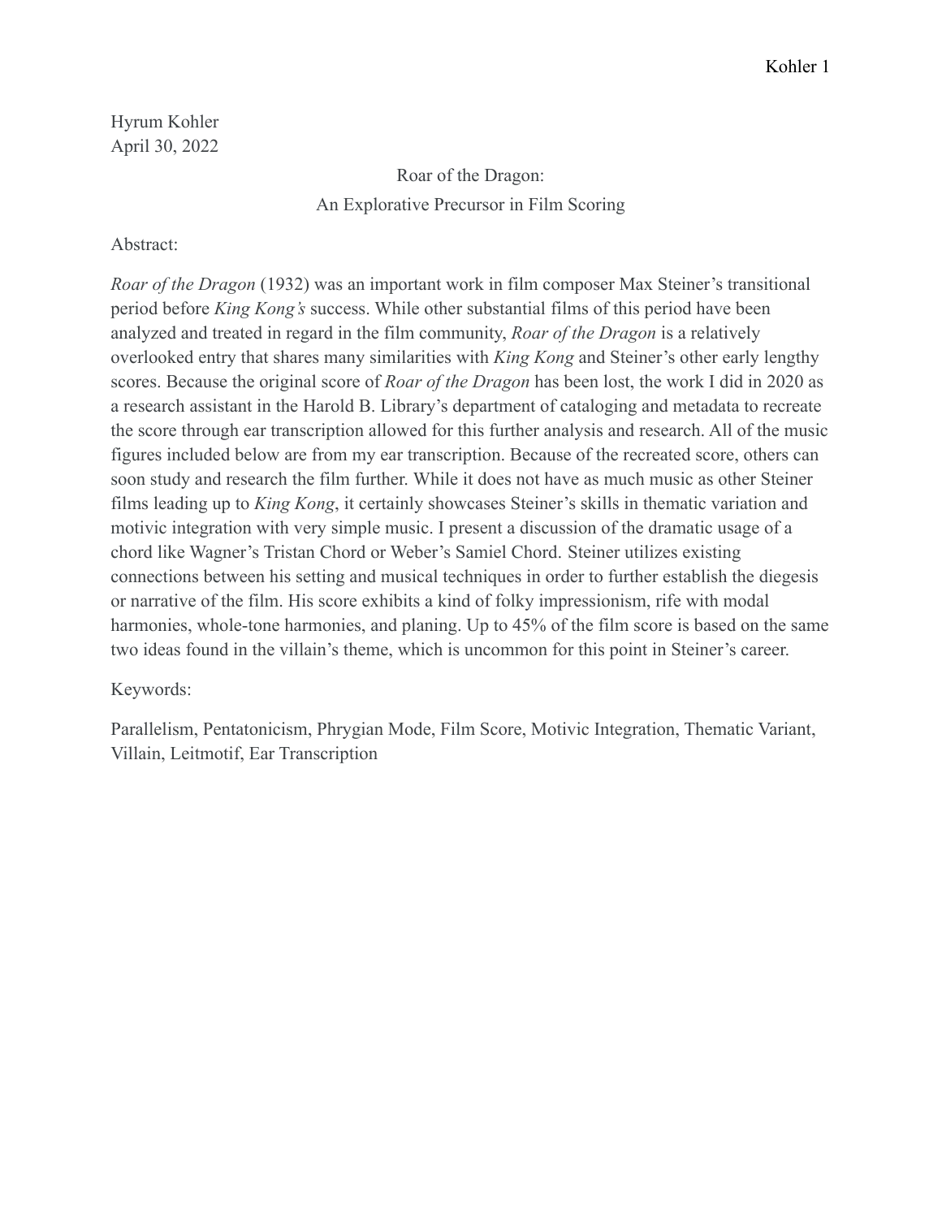Hyrum Kohler
April 30, 2022

# Roar of the Dragon:
## An Explorative Precursor in Film Scoring

Abstract:

*Roar of the Dragon* (1932) was an important work in film composer Max Steiner's transitional period before *King Kong's* success. While other substantial films of this period have been analyzed and treated in regard in the film community, *Roar of the Dragon* is a relatively overlooked entry that shares many similarities with *King Kong* and Steiner's other early lengthy scores. Because the original score of *Roar of the Dragon* has been lost, the work I did in 2020 as a research assistant in the Harold B. Library's department of cataloging and metadata to recreate the score through ear transcription allowed for this further analysis and research. All of the music figures included below are from my ear transcription. Because of the recreated score, others can soon study and research the film further. While it does not have as much music as other Steiner films leading up to *King Kong*, it certainly showcases Steiner's skills in thematic variation and motivic integration with very simple music. I present a discussion of the dramatic usage of a chord like Wagner's Tristan Chord or Weber's Samiel Chord. Steiner utilizes existing connections between his setting and musical techniques in order to further establish the diegesis or narrative of the film. His score exhibits a kind of folky impressionism, rife with modal harmonies, whole-tone harmonies, and planing. Up to 45% of the film score is based on the same two ideas found in the villain's theme, which is uncommon for this point in Steiner's career.

Keywords:

Parallelism, Pentatonicism, Phrygian Mode, Film Score, Motivic Integration, Thematic Variant, Villain, Leitmotif, Ear Transcription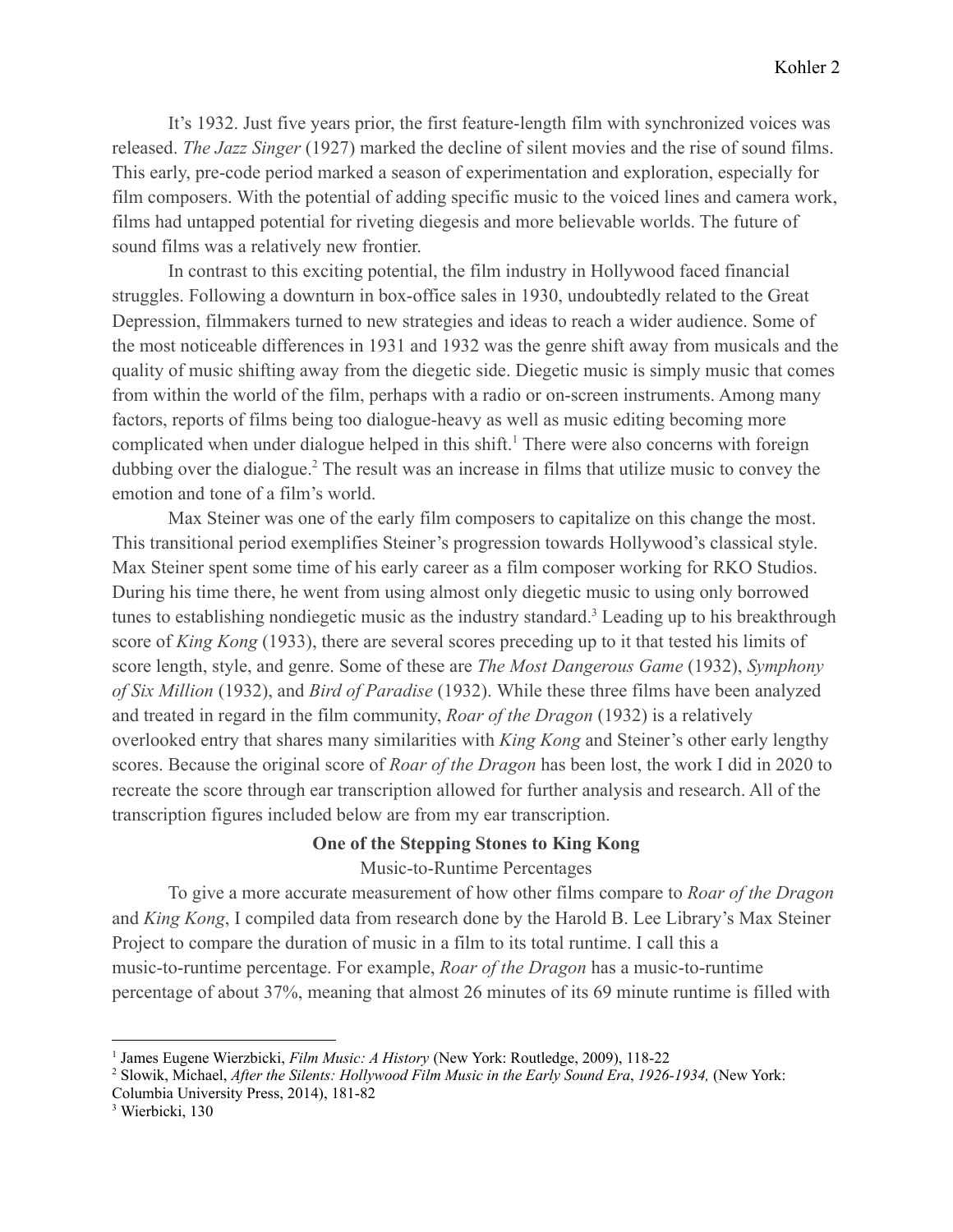It's 1932. Just five years prior, the first feature-length film with synchronized voices was released. *The Jazz Singer* (1927) marked the decline of silent movies and the rise of sound films. This early, pre-code period marked a season of experimentation and exploration, especially for film composers. With the potential of adding specific music to the voiced lines and camera work, films had untapped potential for riveting diegesis and more believable worlds. The future of sound films was a relatively new frontier.

In contrast to this exciting potential, the film industry in Hollywood faced financial struggles. Following a downturn in box-office sales in 1930, undoubtedly related to the Great Depression, filmmakers turned to new strategies and ideas to reach a wider audience. Some of the most noticeable differences in 1931 and 1932 was the genre shift away from musicals and the quality of music shifting away from the diegetic side. Diegetic music is simply music that comes from within the world of the film, perhaps with a radio or on-screen instruments. Among many factors, reports of films being too dialogue-heavy as well as music editing becoming more complicated when under dialogue helped in this shift.[1] There were also concerns with foreign dubbing over the dialogue.[2] The result was an increase in films that utilize music to convey the emotion and tone of a film's world.

Max Steiner was one of the early film composers to capitalize on this change the most. This transitional period exemplifies Steiner's progression towards Hollywood's classical style. Max Steiner spent some time of his early career as a film composer working for RKO Studios. During his time there, he went from using almost only diegetic music to using only borrowed tunes to establishing nondiegetic music as the industry standard.[3] Leading up to his breakthrough score of *King Kong* (1933), there are several scores preceding up to it that tested his limits of score length, style, and genre. Some of these are *The Most Dangerous Game* (1932), *Symphony of Six Million* (1932), and *Bird of Paradise* (1932). While these three films have been analyzed and treated in regard in the film community, *Roar of the Dragon* (1932) is a relatively overlooked entry that shares many similarities with *King Kong* and Steiner's other early lengthy scores. Because the original score of *Roar of the Dragon* has been lost, the work I did in 2020 to recreate the score through ear transcription allowed for further analysis and research. All of the transcription figures included below are from my ear transcription.

## One of the Stepping Stones to King Kong

### Music-to-Runtime Percentages

To give a more accurate measurement of how other films compare to *Roar of the Dragon* and *King Kong*, I compiled data from research done by the Harold B. Lee Library's Max Steiner Project to compare the duration of music in a film to its total runtime. I call this a music-to-runtime percentage. For example, *Roar of the Dragon* has a music-to-runtime percentage of about 37%, meaning that almost 26 minutes of its 69 minute runtime is filled with

---

[1] James Eugene Wierzbicki, *Film Music: A History* (New York: Routledge, 2009), 118-22

[2] Slowik, Michael, *After the Silents: Hollywood Film Music in the Early Sound Era, 1926-1934,* (New York: Columbia University Press, 2014), 181-82

[3] Wierbicki, 130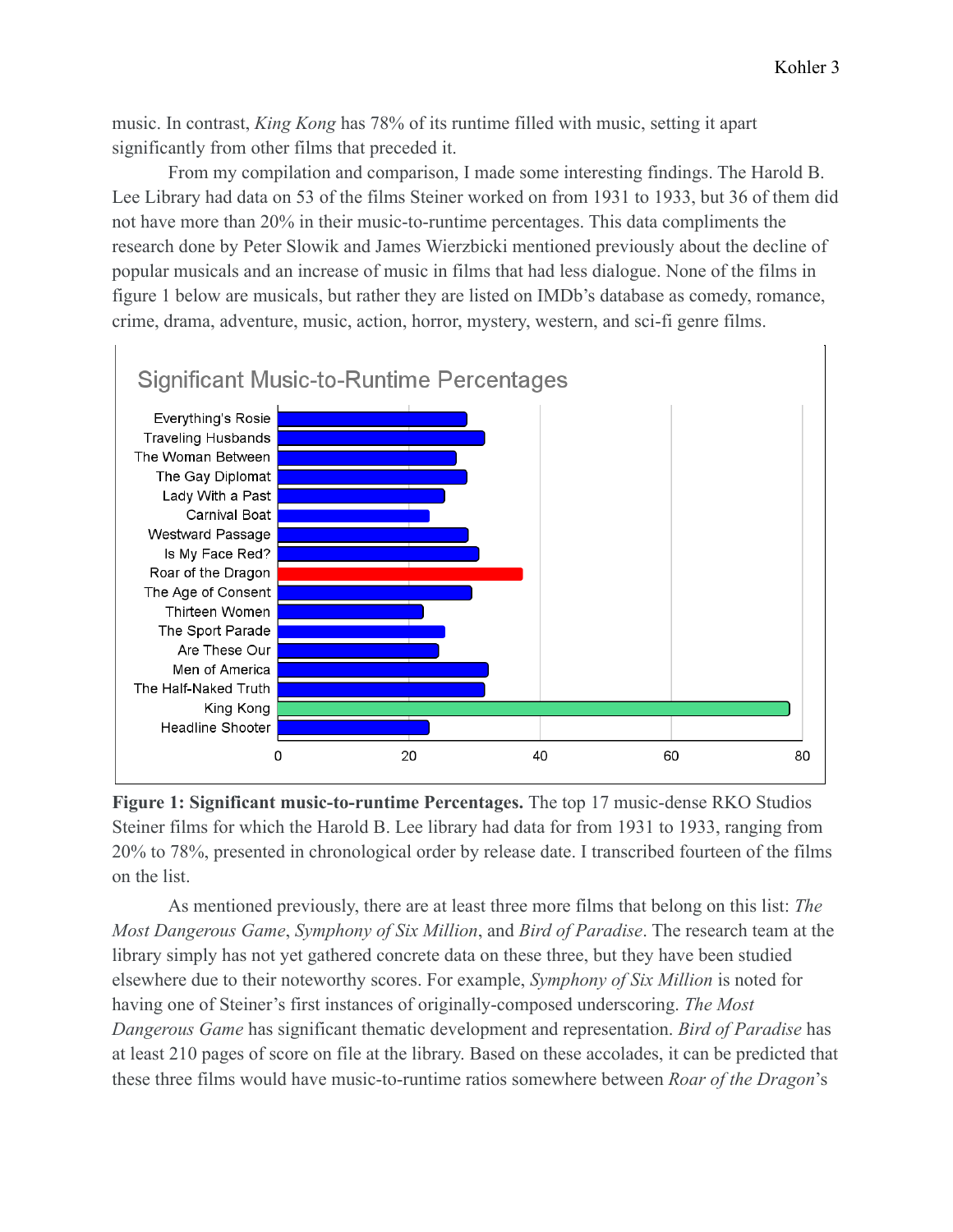music. In contrast, *King Kong* has 78% of its runtime filled with music, setting it apart significantly from other films that preceded it.

From my compilation and comparison, I made some interesting findings. The Harold B. Lee Library had data on 53 of the films Steiner worked on from 1931 to 1933, but 36 of them did not have more than 20% in their music-to-runtime percentages. This data compliments the research done by Peter Slowik and James Wierzbicki mentioned previously about the decline of popular musicals and an increase of music in films that had less dialogue. None of the films in figure 1 below are musicals, but rather they are listed on IMDb's database as comedy, romance, crime, drama, adventure, music, action, horror, mystery, western, and sci-fi genre films.

**Figure 1: Significant music-to-runtime Percentages.** The top 17 music-dense RKO Studios Steiner films for which the Harold B. Lee library had data for from 1931 to 1933, ranging from 20% to 78%, presented in chronological order by release date. I transcribed fourteen of the films on the list.

As mentioned previously, there are at least three more films that belong on this list: *The Most Dangerous Game*, *Symphony of Six Million*, and *Bird of Paradise*. The research team at the library simply has not yet gathered concrete data on these three, but they have been studied elsewhere due to their noteworthy scores. For example, *Symphony of Six Million* is noted for having one of Steiner's first instances of originally-composed underscoring. *The Most Dangerous Game* has significant thematic development and representation. *Bird of Paradise* has at least 210 pages of score on file at the library. Based on these accolades, it can be predicted that these three films would have music-to-runtime ratios somewhere between *Roar of the Dragon*'s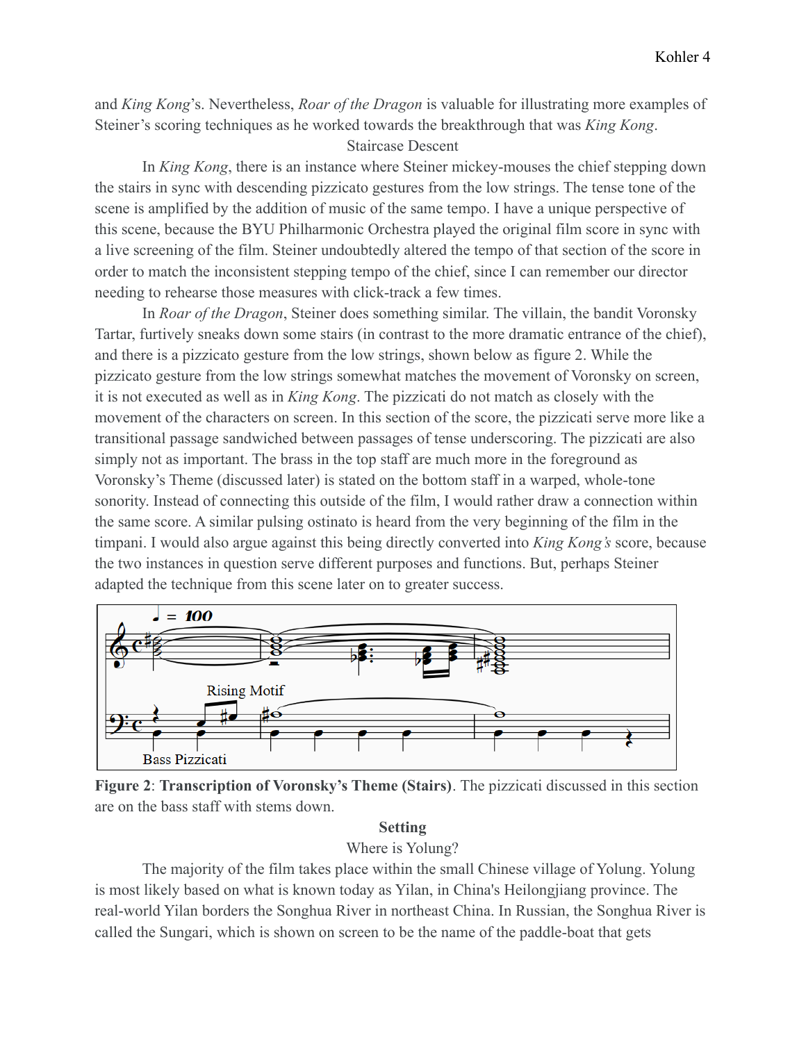and *King Kong*'s. Nevertheless, *Roar of the Dragon* is valuable for illustrating more examples of Steiner's scoring techniques as he worked towards the breakthrough that was *King Kong*.

### Staircase Descent

In *King Kong*, there is an instance where Steiner mickey-mouses the chief stepping down the stairs in sync with descending pizzicato gestures from the low strings. The tense tone of the scene is amplified by the addition of music of the same tempo. I have a unique perspective of this scene, because the BYU Philharmonic Orchestra played the original film score in sync with a live screening of the film. Steiner undoubtedly altered the tempo of that section of the score in order to match the inconsistent stepping tempo of the chief, since I can remember our director needing to rehearse those measures with click-track a few times.

In *Roar of the Dragon*, Steiner does something similar. The villain, the bandit Voronsky Tartar, furtively sneaks down some stairs (in contrast to the more dramatic entrance of the chief), and there is a pizzicato gesture from the low strings, shown below as figure 2. While the pizzicato gesture from the low strings somewhat matches the movement of Voronsky on screen, it is not executed as well as in *King Kong*. The pizzicati do not match as closely with the movement of the characters on screen. In this section of the score, the pizzicati serve more like a transitional passage sandwiched between passages of tense underscoring. The pizzicati are also simply not as important. The brass in the top staff are much more in the foreground as Voronsky's Theme (discussed later) is stated on the bottom staff in a warped, whole-tone sonority. Instead of connecting this outside of the film, I would rather draw a connection within the same score. A similar pulsing ostinato is heard from the very beginning of the film in the timpani. I would also argue against this being directly converted into *King Kong's* score, because the two instances in question serve different purposes and functions. But, perhaps Steiner adapted the technique from this scene later on to greater success.

**Figure 2**: **Transcription of Voronsky's Theme (Stairs)**. The pizzicati discussed in this section are on the bass staff with stems down.

## Setting

### Where is Yolung?

The majority of the film takes place within the small Chinese village of Yolung. Yolung is most likely based on what is known today as Yilan, in China's Heilongjiang province. The real-world Yilan borders the Songhua River in northeast China. In Russian, the Songhua River is called the Sungari, which is shown on screen to be the name of the paddle-boat that gets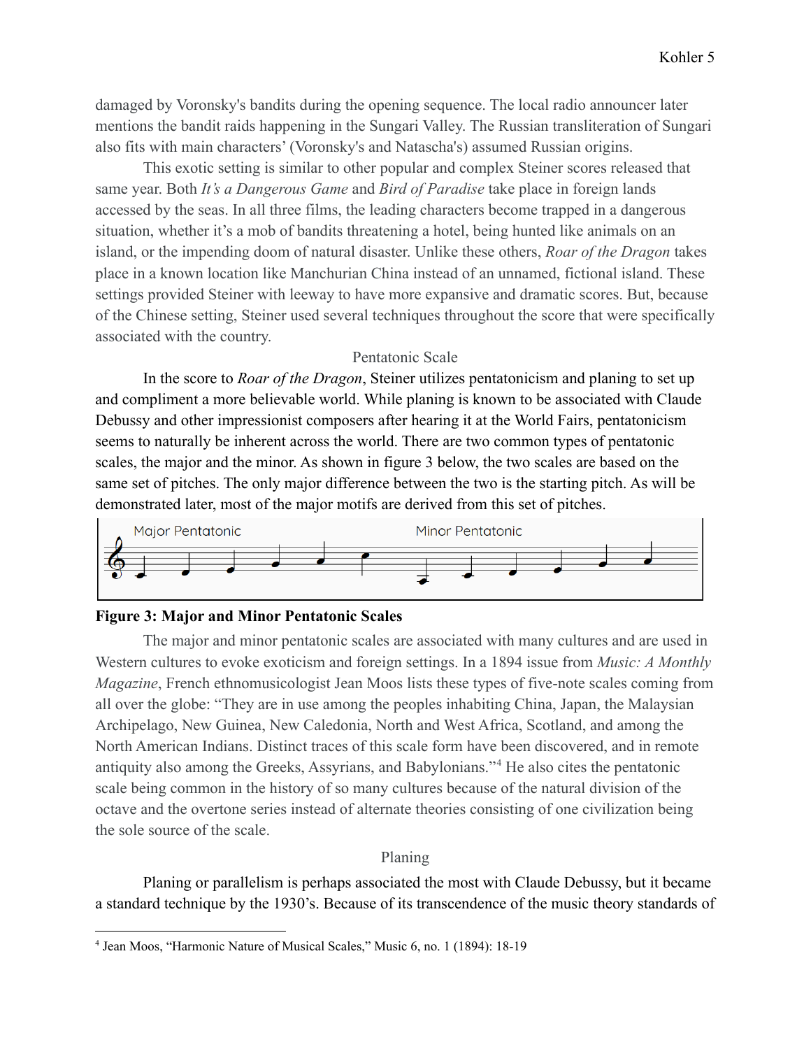damaged by Voronsky's bandits during the opening sequence. The local radio announcer later mentions the bandit raids happening in the Sungari Valley. The Russian transliteration of Sungari also fits with main characters' (Voronsky's and Natascha's) assumed Russian origins.

This exotic setting is similar to other popular and complex Steiner scores released that same year. Both *It's a Dangerous Game* and *Bird of Paradise* take place in foreign lands accessed by the seas. In all three films, the leading characters become trapped in a dangerous situation, whether it's a mob of bandits threatening a hotel, being hunted like animals on an island, or the impending doom of natural disaster. Unlike these others, *Roar of the Dragon* takes place in a known location like Manchurian China instead of an unnamed, fictional island. These settings provided Steiner with leeway to have more expansive and dramatic scores. But, because of the Chinese setting, Steiner used several techniques throughout the score that were specifically associated with the country.

## Pentatonic Scale

In the score to *Roar of the Dragon*, Steiner utilizes pentatonicism and planing to set up and compliment a more believable world. While planing is known to be associated with Claude Debussy and other impressionist composers after hearing it at the World Fairs, pentatonicism seems to naturally be inherent across the world. There are two common types of pentatonic scales, the major and the minor. As shown in figure 3 below, the two scales are based on the same set of pitches. The only major difference between the two is the starting pitch. As will be demonstrated later, most of the major motifs are derived from this set of pitches.

**Figure 3: Major and Minor Pentatonic Scales**

The major and minor pentatonic scales are associated with many cultures and are used in Western cultures to evoke exoticism and foreign settings. In a 1894 issue from *Music: A Monthly Magazine*, French ethnomusicologist Jean Moos lists these types of five-note scales coming from all over the globe: "They are in use among the peoples inhabiting China, Japan, the Malaysian Archipelago, New Guinea, New Caledonia, North and West Africa, Scotland, and among the North American Indians. Distinct traces of this scale form have been discovered, and in remote antiquity also among the Greeks, Assyrians, and Babylonians."[4] He also cites the pentatonic scale being common in the history of so many cultures because of the natural division of the octave and the overtone series instead of alternate theories consisting of one civilization being the sole source of the scale.

## Planing

Planing or parallelism is perhaps associated the most with Claude Debussy, but it became a standard technique by the 1930's. Because of its transcendence of the music theory standards of

[4] Jean Moos, "Harmonic Nature of Musical Scales," Music 6, no. 1 (1894): 18-19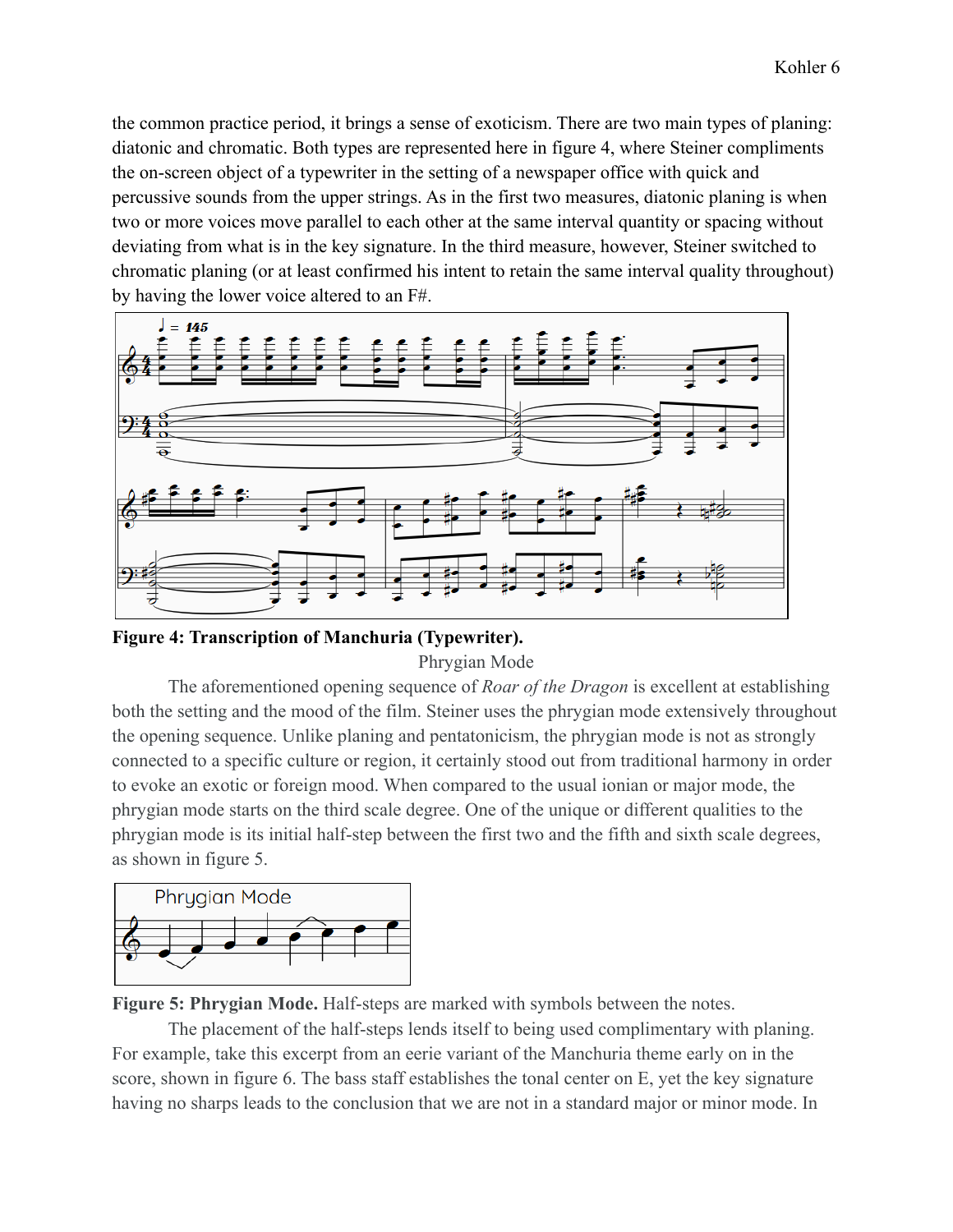the common practice period, it brings a sense of exoticism. There are two main types of planing: diatonic and chromatic. Both types are represented here in figure 4, where Steiner compliments the on-screen object of a typewriter in the setting of a newspaper office with quick and percussive sounds from the upper strings. As in the first two measures, diatonic planing is when two or more voices move parallel to each other at the same interval quantity or spacing without deviating from what is in the key signature. In the third measure, however, Steiner switched to chromatic planing (or at least confirmed his intent to retain the same interval quality throughout) by having the lower voice altered to an F#.

**Figure 4: Transcription of Manchuria (Typewriter).**

### Phrygian Mode

The aforementioned opening sequence of *Roar of the Dragon* is excellent at establishing both the setting and the mood of the film. Steiner uses the phrygian mode extensively throughout the opening sequence. Unlike planing and pentatonicism, the phrygian mode is not as strongly connected to a specific culture or region, it certainly stood out from traditional harmony in order to evoke an exotic or foreign mood. When compared to the usual ionian or major mode, the phrygian mode starts on the third scale degree. One of the unique or different qualities to the phrygian mode is its initial half-step between the first two and the fifth and sixth scale degrees, as shown in figure 5.

**Figure 5: Phrygian Mode.** Half-steps are marked with symbols between the notes.

The placement of the half-steps lends itself to being used complimentary with planing. For example, take this excerpt from an eerie variant of the Manchuria theme early on in the score, shown in figure 6. The bass staff establishes the tonal center on E, yet the key signature having no sharps leads to the conclusion that we are not in a standard major or minor mode. In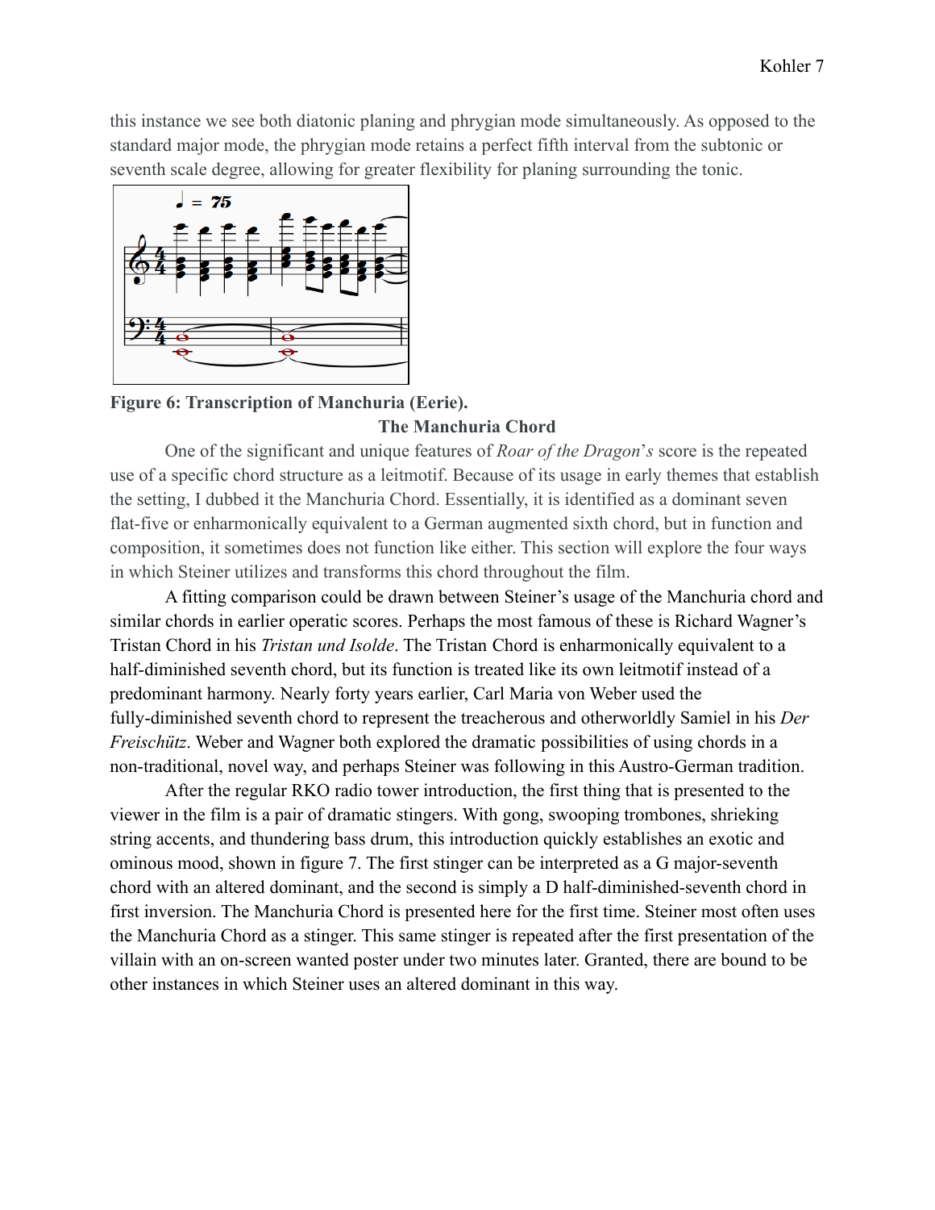this instance we see both diatonic planing and phrygian mode simultaneously. As opposed to the standard major mode, the phrygian mode retains a perfect fifth interval from the subtonic or seventh scale degree, allowing for greater flexibility for planing surrounding the tonic.

**Figure 6: Transcription of Manchuria (Eerie).**

## The Manchuria Chord

One of the significant and unique features of *Roar of the Dragon*'*s* score is the repeated use of a specific chord structure as a leitmotif. Because of its usage in early themes that establish the setting, I dubbed it the Manchuria Chord. Essentially, it is identified as a dominant seven flat-five or enharmonically equivalent to a German augmented sixth chord, but in function and composition, it sometimes does not function like either. This section will explore the four ways in which Steiner utilizes and transforms this chord throughout the film.

A fitting comparison could be drawn between Steiner's usage of the Manchuria chord and similar chords in earlier operatic scores. Perhaps the most famous of these is Richard Wagner's Tristan Chord in his *Tristan und Isolde*. The Tristan Chord is enharmonically equivalent to a half-diminished seventh chord, but its function is treated like its own leitmotif instead of a predominant harmony. Nearly forty years earlier, Carl Maria von Weber used the fully-diminished seventh chord to represent the treacherous and otherworldly Samiel in his *Der Freischütz*. Weber and Wagner both explored the dramatic possibilities of using chords in a non-traditional, novel way, and perhaps Steiner was following in this Austro-German tradition.

After the regular RKO radio tower introduction, the first thing that is presented to the viewer in the film is a pair of dramatic stingers. With gong, swooping trombones, shrieking string accents, and thundering bass drum, this introduction quickly establishes an exotic and ominous mood, shown in figure 7. The first stinger can be interpreted as a G major-seventh chord with an altered dominant, and the second is simply a D half-diminished-seventh chord in first inversion. The Manchuria Chord is presented here for the first time. Steiner most often uses the Manchuria Chord as a stinger. This same stinger is repeated after the first presentation of the villain with an on-screen wanted poster under two minutes later. Granted, there are bound to be other instances in which Steiner uses an altered dominant in this way.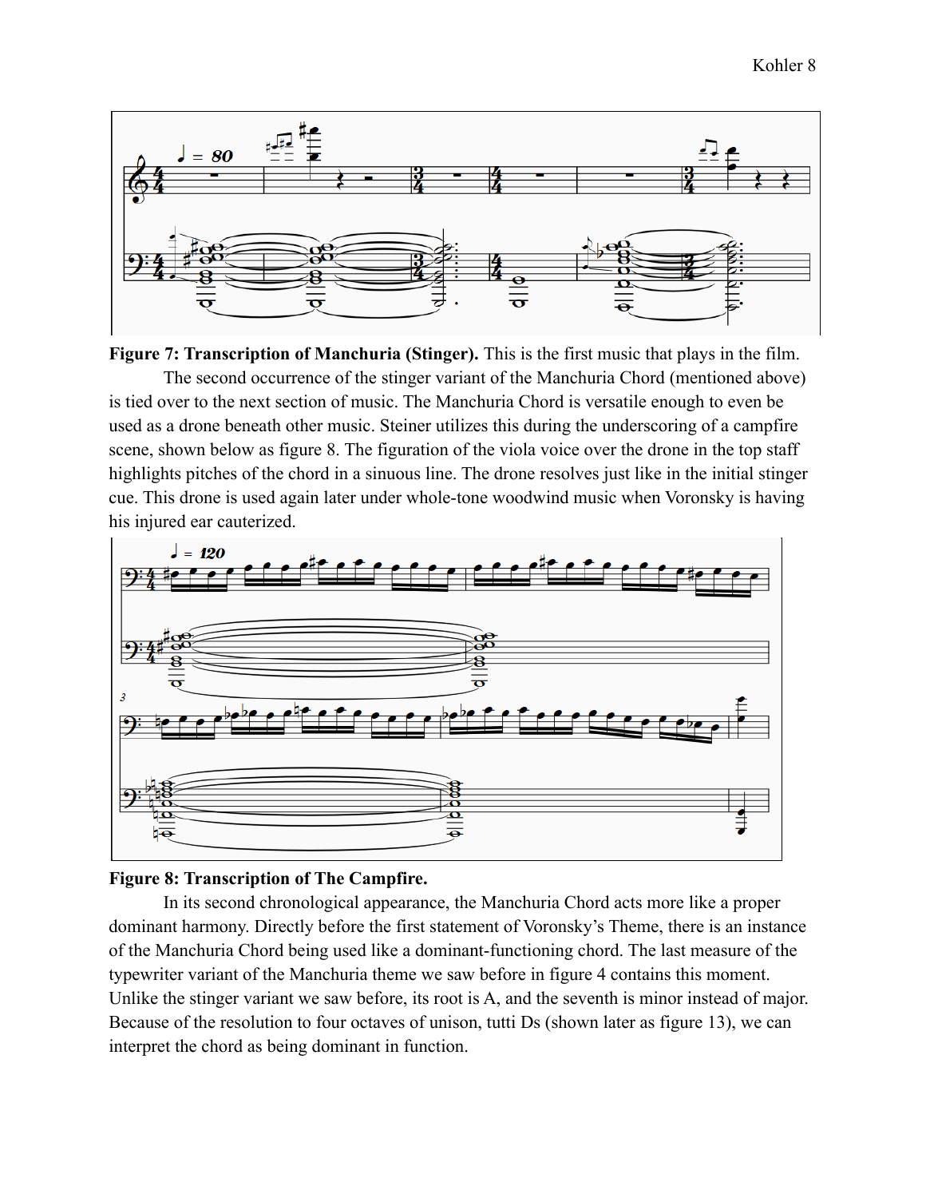**Figure 7: Transcription of Manchuria (Stinger).** This is the first music that plays in the film.

The second occurrence of the stinger variant of the Manchuria Chord (mentioned above) is tied over to the next section of music. The Manchuria Chord is versatile enough to even be used as a drone beneath other music. Steiner utilizes this during the underscoring of a campfire scene, shown below as figure 8. The figuration of the viola voice over the drone in the top staff highlights pitches of the chord in a sinuous line. The drone resolves just like in the initial stinger cue. This drone is used again later under whole-tone woodwind music when Voronsky is having his injured ear cauterized.

**Figure 8: Transcription of The Campfire.**

In its second chronological appearance, the Manchuria Chord acts more like a proper dominant harmony. Directly before the first statement of Voronsky's Theme, there is an instance of the Manchuria Chord being used like a dominant-functioning chord. The last measure of the typewriter variant of the Manchuria theme we saw before in figure 4 contains this moment. Unlike the stinger variant we saw before, its root is A, and the seventh is minor instead of major. Because of the resolution to four octaves of unison, tutti Ds (shown later as figure 13), we can interpret the chord as being dominant in function.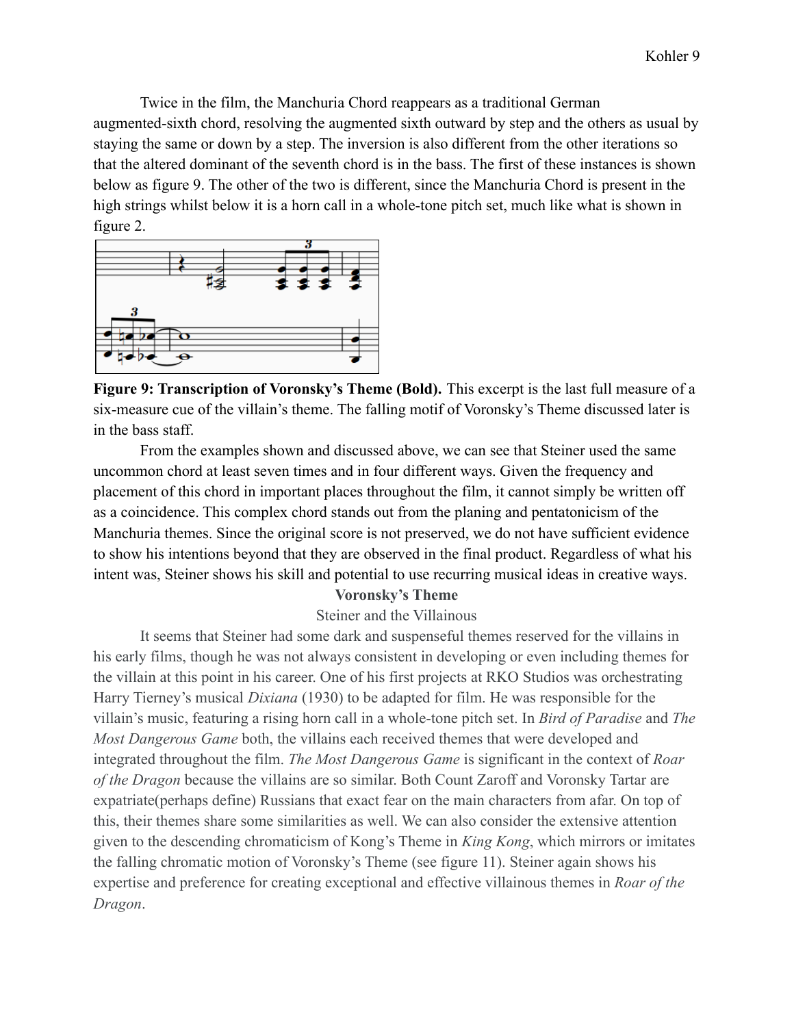Twice in the film, the Manchuria Chord reappears as a traditional German augmented-sixth chord, resolving the augmented sixth outward by step and the others as usual by staying the same or down by a step. The inversion is also different from the other iterations so that the altered dominant of the seventh chord is in the bass. The first of these instances is shown below as figure 9. The other of the two is different, since the Manchuria Chord is present in the high strings whilst below it is a horn call in a whole-tone pitch set, much like what is shown in figure 2.

**Figure 9: Transcription of Voronsky's Theme (Bold).** This excerpt is the last full measure of a six-measure cue of the villain's theme. The falling motif of Voronsky's Theme discussed later is in the bass staff.

From the examples shown and discussed above, we can see that Steiner used the same uncommon chord at least seven times and in four different ways. Given the frequency and placement of this chord in important places throughout the film, it cannot simply be written off as a coincidence. This complex chord stands out from the planing and pentatonicism of the Manchuria themes. Since the original score is not preserved, we do not have sufficient evidence to show his intentions beyond that they are observed in the final product. Regardless of what his intent was, Steiner shows his skill and potential to use recurring musical ideas in creative ways.

## Voronsky's Theme

### Steiner and the Villainous

It seems that Steiner had some dark and suspenseful themes reserved for the villains in his early films, though he was not always consistent in developing or even including themes for the villain at this point in his career. One of his first projects at RKO Studios was orchestrating Harry Tierney's musical *Dixiana* (1930) to be adapted for film. He was responsible for the villain's music, featuring a rising horn call in a whole-tone pitch set. In *Bird of Paradise* and *The Most Dangerous Game* both, the villains each received themes that were developed and integrated throughout the film. *The Most Dangerous Game* is significant in the context of *Roar of the Dragon* because the villains are so similar. Both Count Zaroff and Voronsky Tartar are expatriate(perhaps define) Russians that exact fear on the main characters from afar. On top of this, their themes share some similarities as well. We can also consider the extensive attention given to the descending chromaticism of Kong's Theme in *King Kong*, which mirrors or imitates the falling chromatic motion of Voronsky's Theme (see figure 11). Steiner again shows his expertise and preference for creating exceptional and effective villainous themes in *Roar of the Dragon*.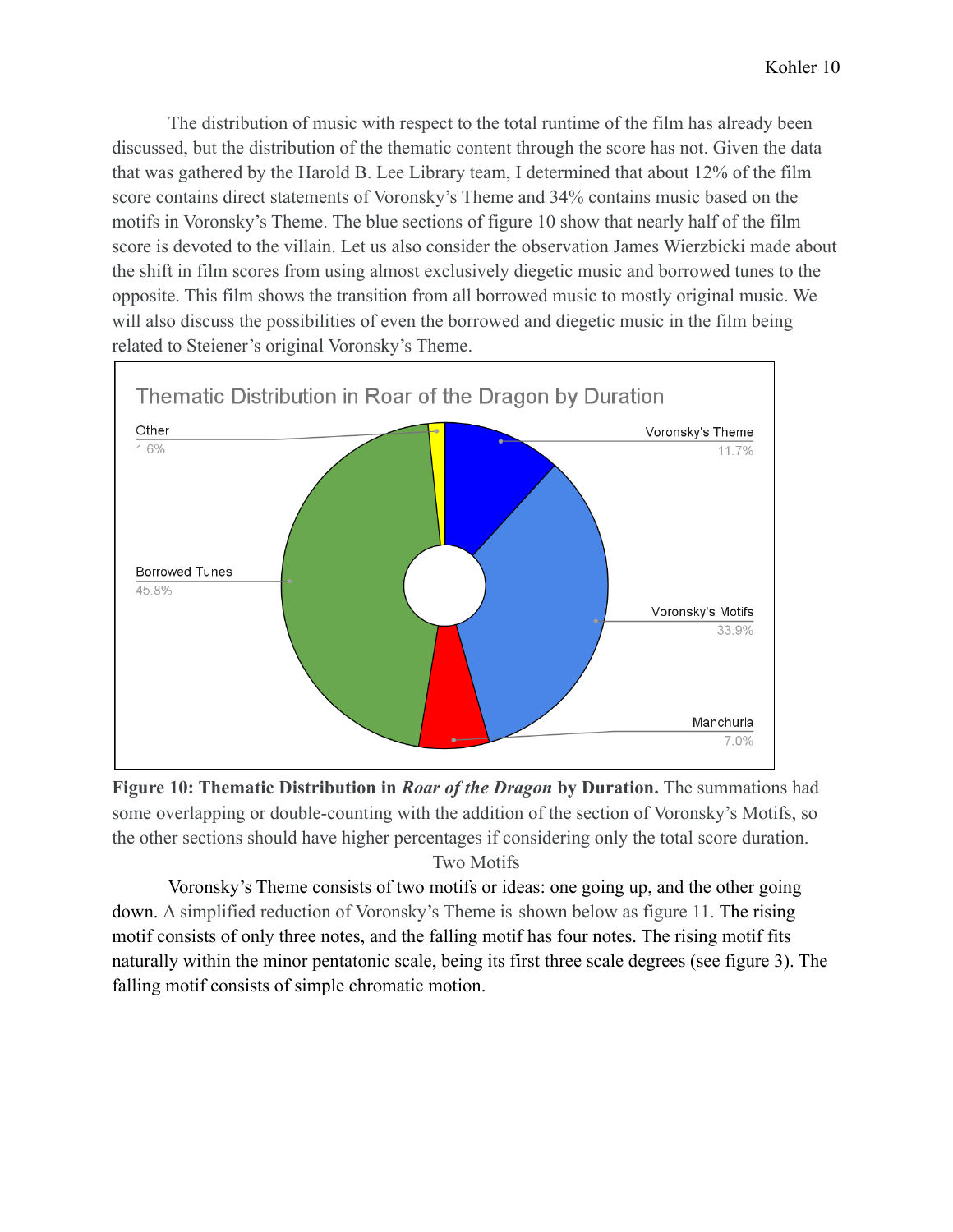The distribution of music with respect to the total runtime of the film has already been discussed, but the distribution of the thematic content through the score has not. Given the data that was gathered by the Harold B. Lee Library team, I determined that about 12% of the film score contains direct statements of Voronsky's Theme and 34% contains music based on the motifs in Voronsky's Theme. The blue sections of figure 10 show that nearly half of the film score is devoted to the villain. Let us also consider the observation James Wierzbicki made about the shift in film scores from using almost exclusively diegetic music and borrowed tunes to the opposite. This film shows the transition from all borrowed music to mostly original music. We will also discuss the possibilities of even the borrowed and diegetic music in the film being related to Steiener's original Voronsky's Theme.

Thematic Distribution in Roar of the Dragon by Duration

| Category | Percentage |
|---|---|
| Voronsky's Theme | 11.7% |
| Voronsky's Motifs | 33.9% |
| Manchuria | 7.0% |
| Borrowed Tunes | 45.8% |
| Other | 1.6% |

**Figure 10: Thematic Distribution in *Roar of the Dragon* by Duration.** The summations had some overlapping or double-counting with the addition of the section of Voronsky's Motifs, so the other sections should have higher percentages if considering only the total score duration.

## Two Motifs

Voronsky's Theme consists of two motifs or ideas: one going up, and the other going down. A simplified reduction of Voronsky's Theme is shown below as figure 11. The rising motif consists of only three notes, and the falling motif has four notes. The rising motif fits naturally within the minor pentatonic scale, being its first three scale degrees (see figure 3). The falling motif consists of simple chromatic motion.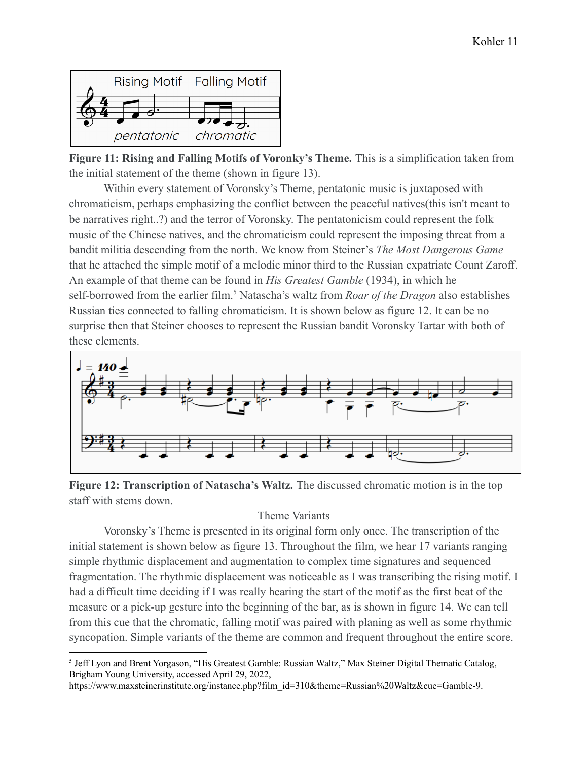**Figure 11: Rising and Falling Motifs of Voronky's Theme.** This is a simplification taken from the initial statement of the theme (shown in figure 13).

Within every statement of Voronsky's Theme, pentatonic music is juxtaposed with chromaticism, perhaps emphasizing the conflict between the peaceful natives(this isn't meant to be narratives right..?) and the terror of Voronsky. The pentatonicism could represent the folk music of the Chinese natives, and the chromaticism could represent the imposing threat from a bandit militia descending from the north. We know from Steiner's *The Most Dangerous Game* that he attached the simple motif of a melodic minor third to the Russian expatriate Count Zaroff. An example of that theme can be found in *His Greatest Gamble* (1934), in which he self-borrowed from the earlier film.[5] Natascha's waltz from *Roar of the Dragon* also establishes Russian ties connected to falling chromaticism. It is shown below as figure 12. It can be no surprise then that Steiner chooses to represent the Russian bandit Voronsky Tartar with both of these elements.

**Figure 12: Transcription of Natascha's Waltz.** The discussed chromatic motion is in the top staff with stems down.

## Theme Variants

Voronsky's Theme is presented in its original form only once. The transcription of the initial statement is shown below as figure 13. Throughout the film, we hear 17 variants ranging simple rhythmic displacement and augmentation to complex time signatures and sequenced fragmentation. The rhythmic displacement was noticeable as I was transcribing the rising motif. I had a difficult time deciding if I was really hearing the start of the motif as the first beat of the measure or a pick-up gesture into the beginning of the bar, as is shown in figure 14. We can tell from this cue that the chromatic, falling motif was paired with planing as well as some rhythmic syncopation. Simple variants of the theme are common and frequent throughout the entire score.

[5] Jeff Lyon and Brent Yorgason, "His Greatest Gamble: Russian Waltz," Max Steiner Digital Thematic Catalog, Brigham Young University, accessed April 29, 2022, https://www.maxsteinerinstitute.org/instance.php?film_id=310&theme=Russian%20Waltz&cue=Gamble-9.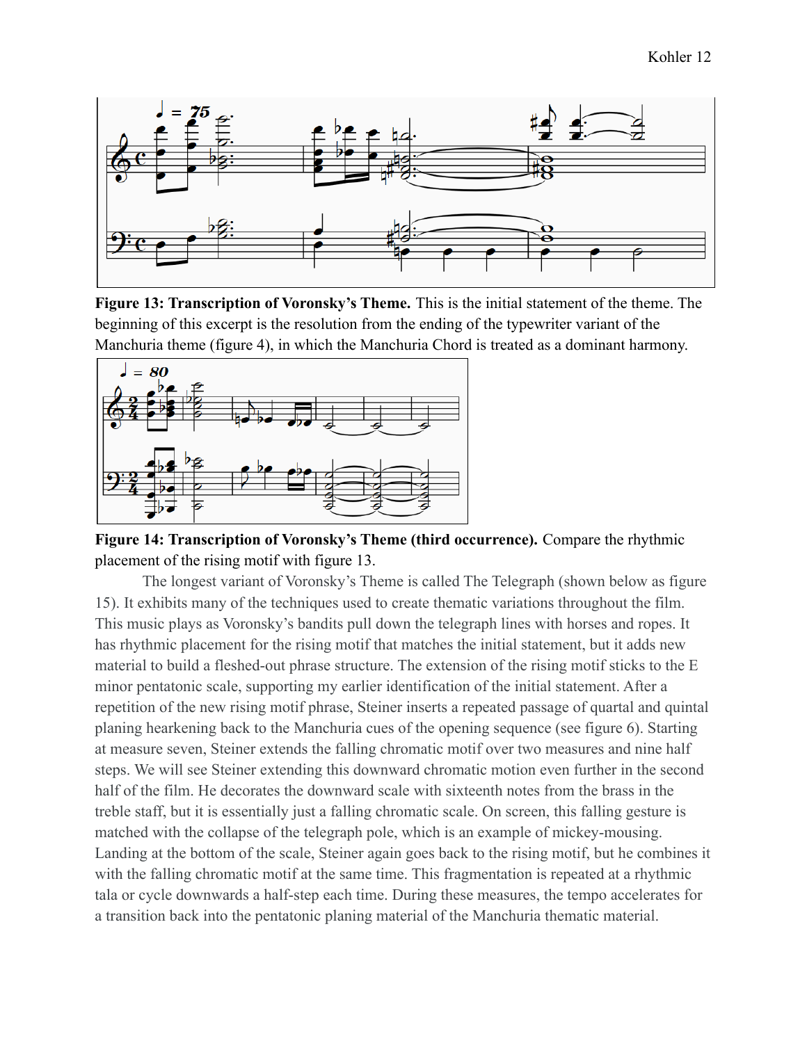**Figure 13: Transcription of Voronsky's Theme.** This is the initial statement of the theme. The beginning of this excerpt is the resolution from the ending of the typewriter variant of the Manchuria theme (figure 4), in which the Manchuria Chord is treated as a dominant harmony.

**Figure 14: Transcription of Voronsky's Theme (third occurrence).** Compare the rhythmic placement of the rising motif with figure 13.

The longest variant of Voronsky's Theme is called The Telegraph (shown below as figure 15). It exhibits many of the techniques used to create thematic variations throughout the film. This music plays as Voronsky's bandits pull down the telegraph lines with horses and ropes. It has rhythmic placement for the rising motif that matches the initial statement, but it adds new material to build a fleshed-out phrase structure. The extension of the rising motif sticks to the E minor pentatonic scale, supporting my earlier identification of the initial statement. After a repetition of the new rising motif phrase, Steiner inserts a repeated passage of quartal and quintal planing hearkening back to the Manchuria cues of the opening sequence (see figure 6). Starting at measure seven, Steiner extends the falling chromatic motif over two measures and nine half steps. We will see Steiner extending this downward chromatic motion even further in the second half of the film. He decorates the downward scale with sixteenth notes from the brass in the treble staff, but it is essentially just a falling chromatic scale. On screen, this falling gesture is matched with the collapse of the telegraph pole, which is an example of mickey-mousing. Landing at the bottom of the scale, Steiner again goes back to the rising motif, but he combines it with the falling chromatic motif at the same time. This fragmentation is repeated at a rhythmic tala or cycle downwards a half-step each time. During these measures, the tempo accelerates for a transition back into the pentatonic planing material of the Manchuria thematic material.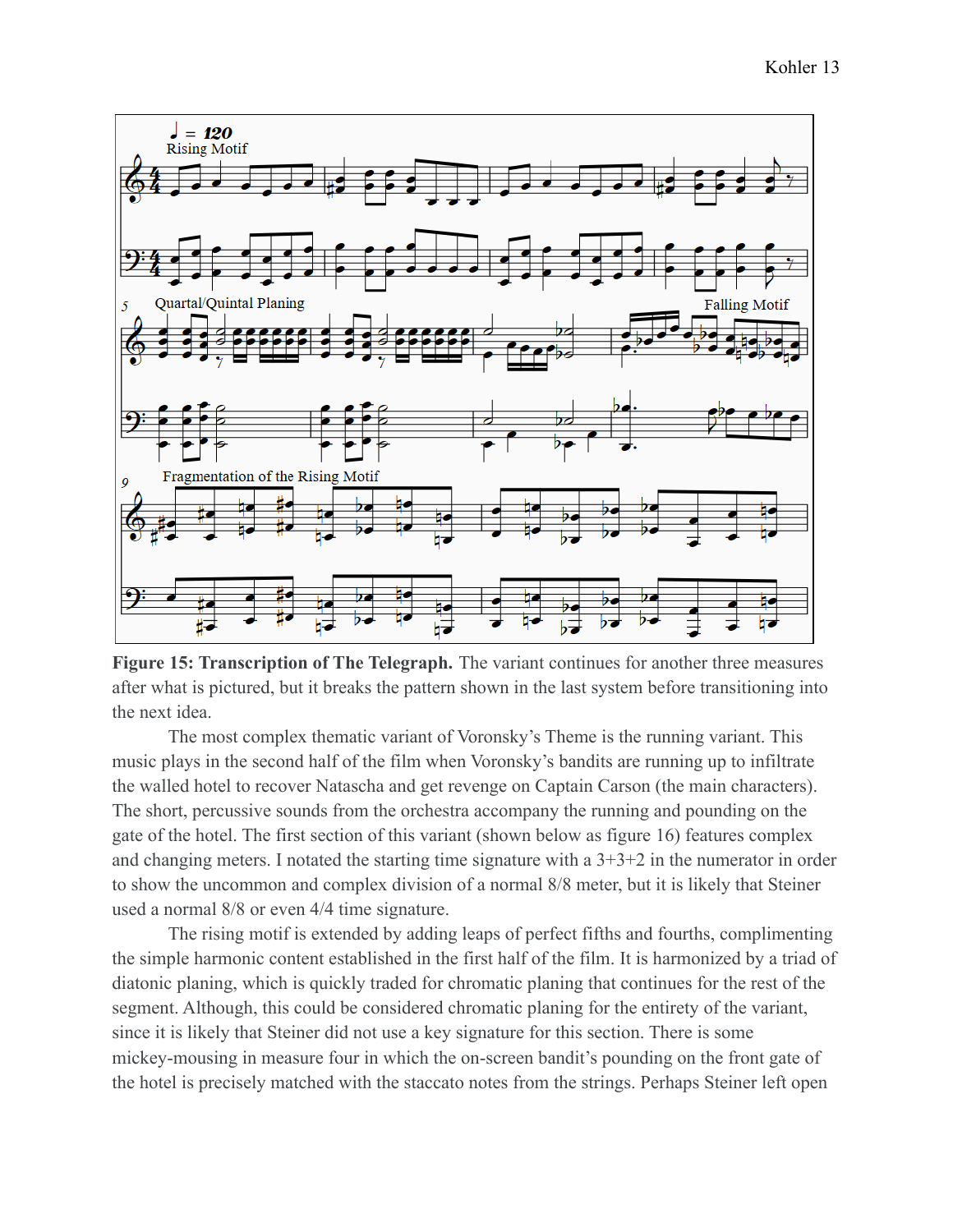**Figure 15: Transcription of The Telegraph.** The variant continues for another three measures after what is pictured, but it breaks the pattern shown in the last system before transitioning into the next idea.

The most complex thematic variant of Voronsky's Theme is the running variant. This music plays in the second half of the film when Voronsky's bandits are running up to infiltrate the walled hotel to recover Natascha and get revenge on Captain Carson (the main characters). The short, percussive sounds from the orchestra accompany the running and pounding on the gate of the hotel. The first section of this variant (shown below as figure 16) features complex and changing meters. I notated the starting time signature with a 3+3+2 in the numerator in order to show the uncommon and complex division of a normal 8/8 meter, but it is likely that Steiner used a normal 8/8 or even 4/4 time signature.

The rising motif is extended by adding leaps of perfect fifths and fourths, complimenting the simple harmonic content established in the first half of the film. It is harmonized by a triad of diatonic planing, which is quickly traded for chromatic planing that continues for the rest of the segment. Although, this could be considered chromatic planing for the entirety of the variant, since it is likely that Steiner did not use a key signature for this section. There is some mickey-mousing in measure four in which the on-screen bandit's pounding on the front gate of the hotel is precisely matched with the staccato notes from the strings. Perhaps Steiner left open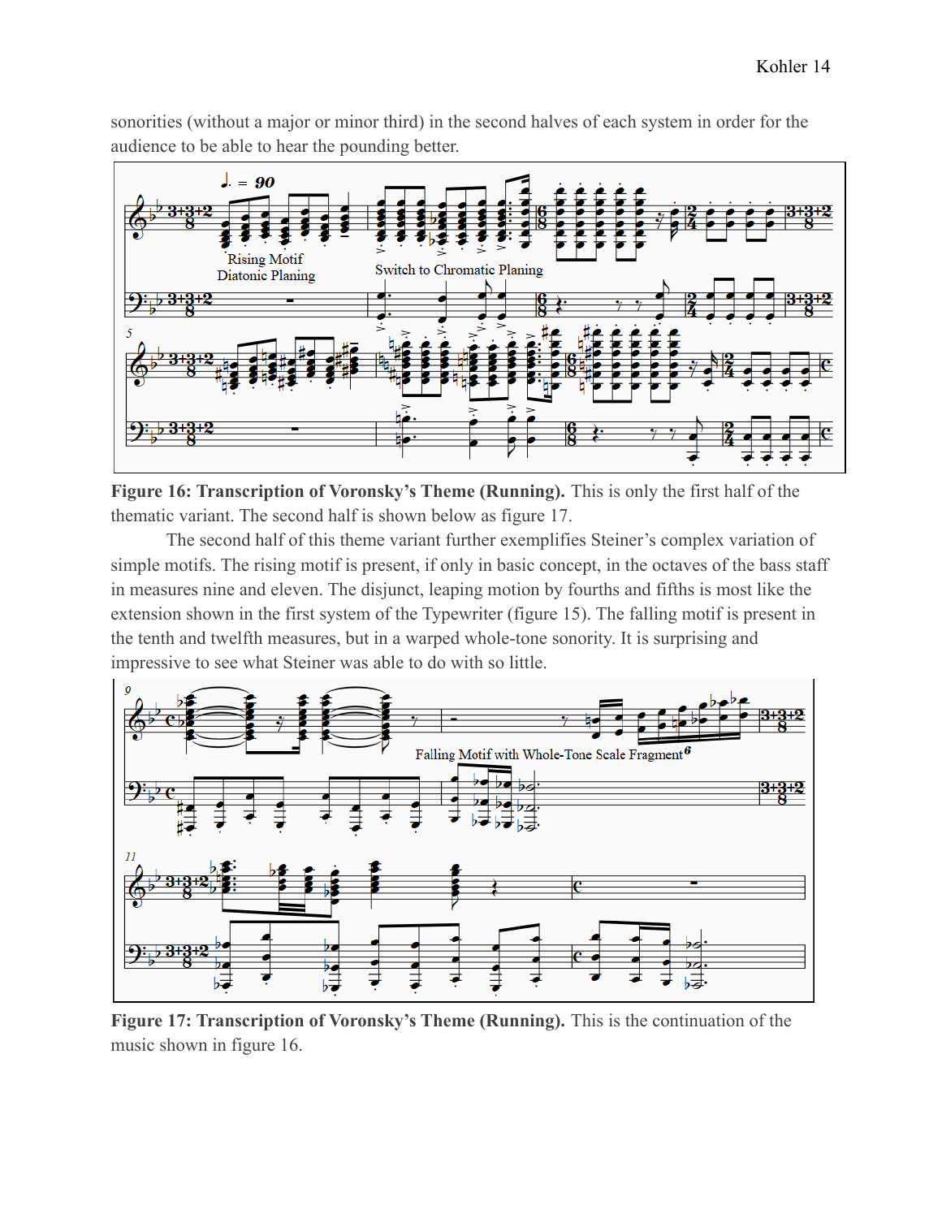sonorities (without a major or minor third) in the second halves of each system in order for the audience to be able to hear the pounding better.

**Figure 16: Transcription of Voronsky's Theme (Running).** This is only the first half of the thematic variant. The second half is shown below as figure 17.

The second half of this theme variant further exemplifies Steiner's complex variation of simple motifs. The rising motif is present, if only in basic concept, in the octaves of the bass staff in measures nine and eleven. The disjunct, leaping motion by fourths and fifths is most like the extension shown in the first system of the Typewriter (figure 15). The falling motif is present in the tenth and twelfth measures, but in a warped whole-tone sonority. It is surprising and impressive to see what Steiner was able to do with so little.

**Figure 17: Transcription of Voronsky's Theme (Running).** This is the continuation of the music shown in figure 16.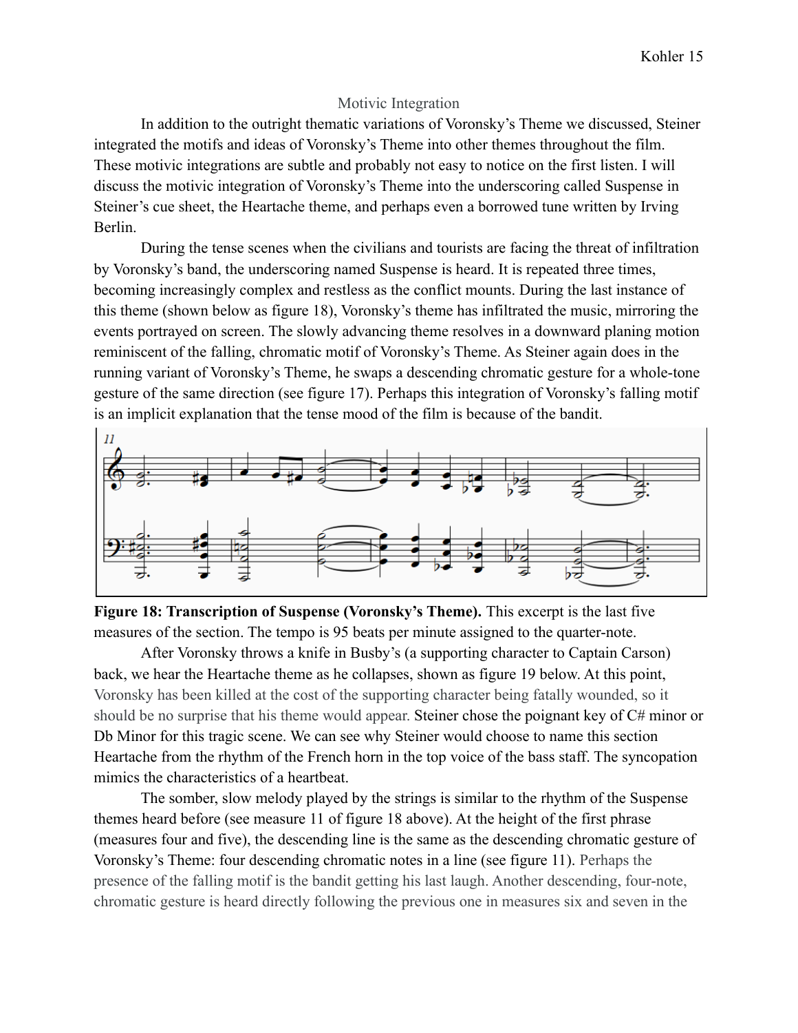## Motivic Integration

In addition to the outright thematic variations of Voronsky's Theme we discussed, Steiner integrated the motifs and ideas of Voronsky's Theme into other themes throughout the film. These motivic integrations are subtle and probably not easy to notice on the first listen. I will discuss the motivic integration of Voronsky's Theme into the underscoring called Suspense in Steiner's cue sheet, the Heartache theme, and perhaps even a borrowed tune written by Irving Berlin.

During the tense scenes when the civilians and tourists are facing the threat of infiltration by Voronsky's band, the underscoring named Suspense is heard. It is repeated three times, becoming increasingly complex and restless as the conflict mounts. During the last instance of this theme (shown below as figure 18), Voronsky's theme has infiltrated the music, mirroring the events portrayed on screen. The slowly advancing theme resolves in a downward planing motion reminiscent of the falling, chromatic motif of Voronsky's Theme. As Steiner again does in the running variant of Voronsky's Theme, he swaps a descending chromatic gesture for a whole-tone gesture of the same direction (see figure 17). Perhaps this integration of Voronsky's falling motif is an implicit explanation that the tense mood of the film is because of the bandit.

**Figure 18: Transcription of Suspense (Voronsky's Theme).** This excerpt is the last five measures of the section. The tempo is 95 beats per minute assigned to the quarter-note.

After Voronsky throws a knife in Busby's (a supporting character to Captain Carson) back, we hear the Heartache theme as he collapses, shown as figure 19 below. At this point, Voronsky has been killed at the cost of the supporting character being fatally wounded, so it should be no surprise that his theme would appear. Steiner chose the poignant key of C# minor or Db Minor for this tragic scene. We can see why Steiner would choose to name this section Heartache from the rhythm of the French horn in the top voice of the bass staff. The syncopation mimics the characteristics of a heartbeat.

The somber, slow melody played by the strings is similar to the rhythm of the Suspense themes heard before (see measure 11 of figure 18 above). At the height of the first phrase (measures four and five), the descending line is the same as the descending chromatic gesture of Voronsky's Theme: four descending chromatic notes in a line (see figure 11). Perhaps the presence of the falling motif is the bandit getting his last laugh. Another descending, four-note, chromatic gesture is heard directly following the previous one in measures six and seven in the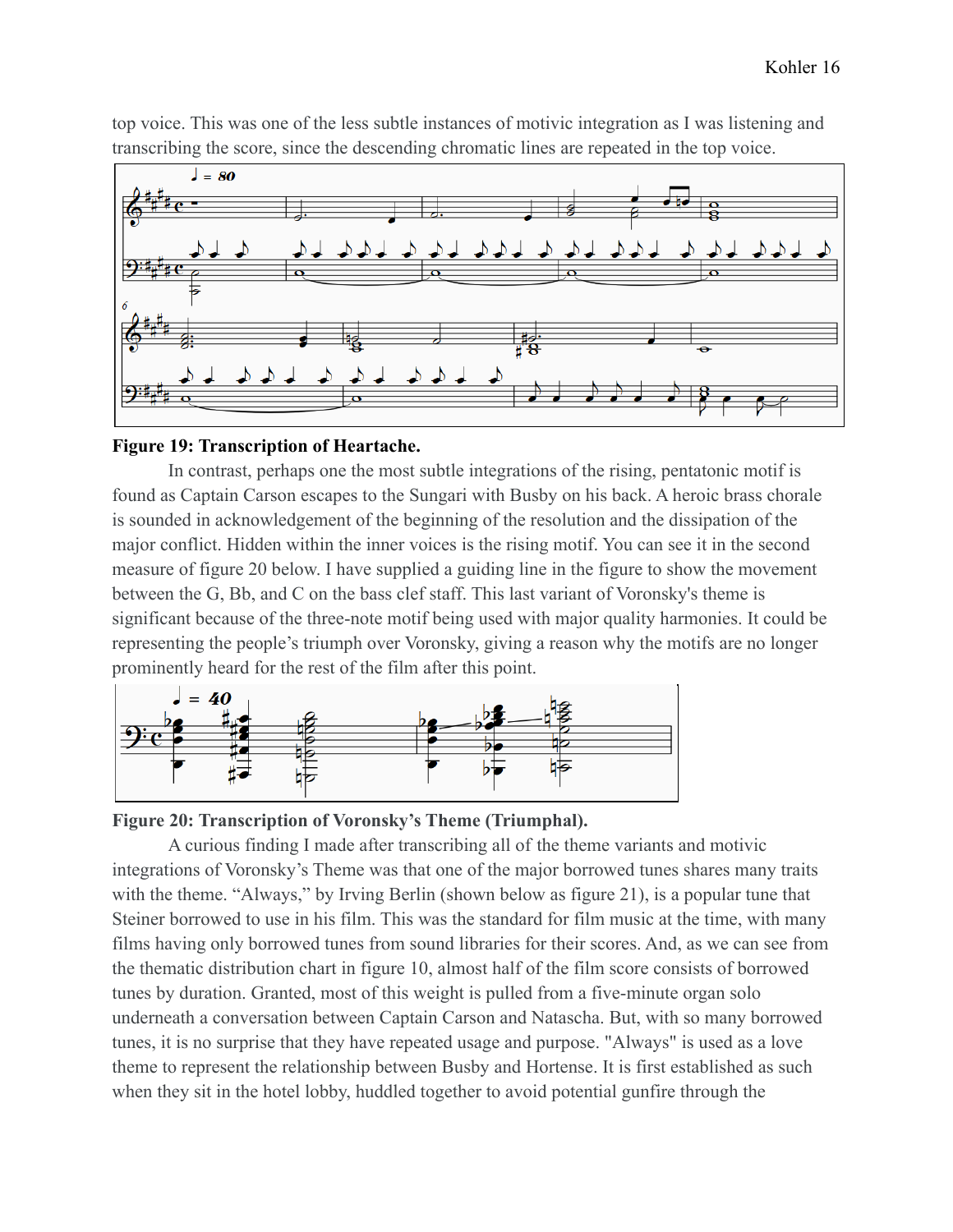top voice. This was one of the less subtle instances of motivic integration as I was listening and transcribing the score, since the descending chromatic lines are repeated in the top voice.

**Figure 19: Transcription of Heartache.**

In contrast, perhaps one the most subtle integrations of the rising, pentatonic motif is found as Captain Carson escapes to the Sungari with Busby on his back. A heroic brass chorale is sounded in acknowledgement of the beginning of the resolution and the dissipation of the major conflict. Hidden within the inner voices is the rising motif. You can see it in the second measure of figure 20 below. I have supplied a guiding line in the figure to show the movement between the G, Bb, and C on the bass clef staff. This last variant of Voronsky's theme is significant because of the three-note motif being used with major quality harmonies. It could be representing the people's triumph over Voronsky, giving a reason why the motifs are no longer prominently heard for the rest of the film after this point.

**Figure 20: Transcription of Voronsky's Theme (Triumphal).**

A curious finding I made after transcribing all of the theme variants and motivic integrations of Voronsky's Theme was that one of the major borrowed tunes shares many traits with the theme. "Always," by Irving Berlin (shown below as figure 21), is a popular tune that Steiner borrowed to use in his film. This was the standard for film music at the time, with many films having only borrowed tunes from sound libraries for their scores. And, as we can see from the thematic distribution chart in figure 10, almost half of the film score consists of borrowed tunes by duration. Granted, most of this weight is pulled from a five-minute organ solo underneath a conversation between Captain Carson and Natascha. But, with so many borrowed tunes, it is no surprise that they have repeated usage and purpose. "Always" is used as a love theme to represent the relationship between Busby and Hortense. It is first established as such when they sit in the hotel lobby, huddled together to avoid potential gunfire through the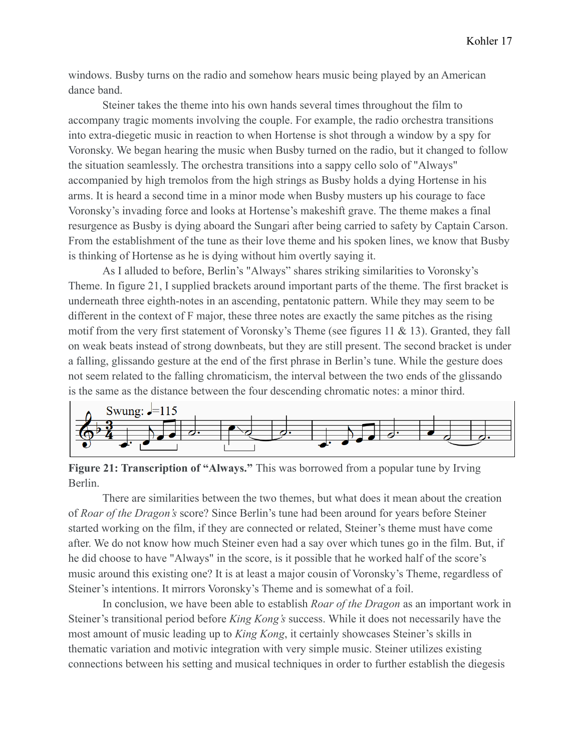windows. Busby turns on the radio and somehow hears music being played by an American dance band.

Steiner takes the theme into his own hands several times throughout the film to accompany tragic moments involving the couple. For example, the radio orchestra transitions into extra-diegetic music in reaction to when Hortense is shot through a window by a spy for Voronsky. We began hearing the music when Busby turned on the radio, but it changed to follow the situation seamlessly. The orchestra transitions into a sappy cello solo of "Always" accompanied by high tremolos from the high strings as Busby holds a dying Hortense in his arms. It is heard a second time in a minor mode when Busby musters up his courage to face Voronsky's invading force and looks at Hortense's makeshift grave. The theme makes a final resurgence as Busby is dying aboard the Sungari after being carried to safety by Captain Carson. From the establishment of the tune as their love theme and his spoken lines, we know that Busby is thinking of Hortense as he is dying without him overtly saying it.

As I alluded to before, Berlin's "Always" shares striking similarities to Voronsky's Theme. In figure 21, I supplied brackets around important parts of the theme. The first bracket is underneath three eighth-notes in an ascending, pentatonic pattern. While they may seem to be different in the context of F major, these three notes are exactly the same pitches as the rising motif from the very first statement of Voronsky's Theme (see figures 11 & 13). Granted, they fall on weak beats instead of strong downbeats, but they are still present. The second bracket is under a falling, glissando gesture at the end of the first phrase in Berlin's tune. While the gesture does not seem related to the falling chromaticism, the interval between the two ends of the glissando is the same as the distance between the four descending chromatic notes: a minor third.

**Figure 21: Transcription of "Always."** This was borrowed from a popular tune by Irving Berlin.

There are similarities between the two themes, but what does it mean about the creation of *Roar of the Dragon's* score? Since Berlin's tune had been around for years before Steiner started working on the film, if they are connected or related, Steiner's theme must have come after. We do not know how much Steiner even had a say over which tunes go in the film. But, if he did choose to have "Always" in the score, is it possible that he worked half of the score's music around this existing one? It is at least a major cousin of Voronsky's Theme, regardless of Steiner's intentions. It mirrors Voronsky's Theme and is somewhat of a foil.

In conclusion, we have been able to establish *Roar of the Dragon* as an important work in Steiner's transitional period before *King Kong's* success. While it does not necessarily have the most amount of music leading up to *King Kong*, it certainly showcases Steiner's skills in thematic variation and motivic integration with very simple music. Steiner utilizes existing connections between his setting and musical techniques in order to further establish the diegesis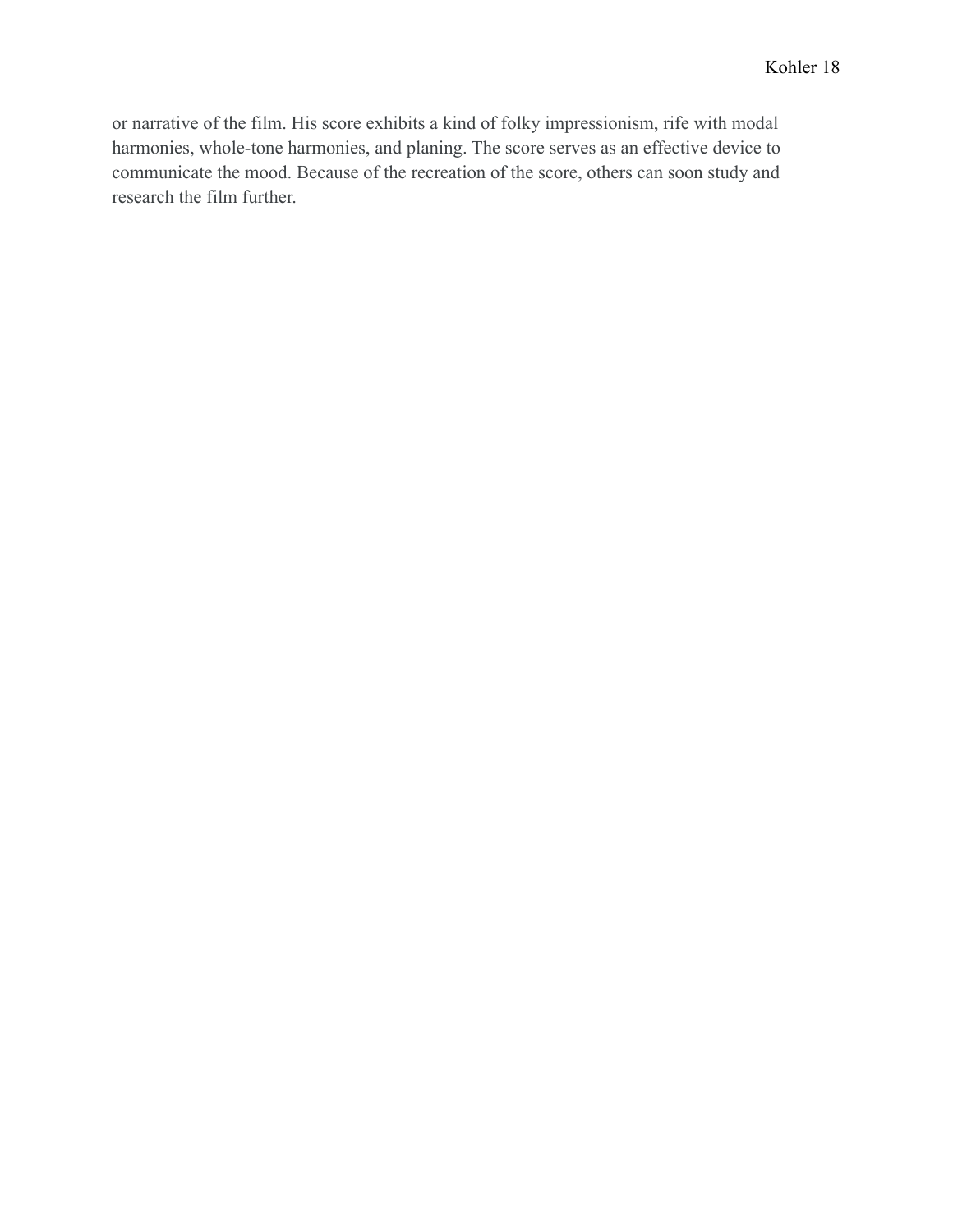or narrative of the film. His score exhibits a kind of folky impressionism, rife with modal harmonies, whole-tone harmonies, and planing. The score serves as an effective device to communicate the mood. Because of the recreation of the score, others can soon study and research the film further.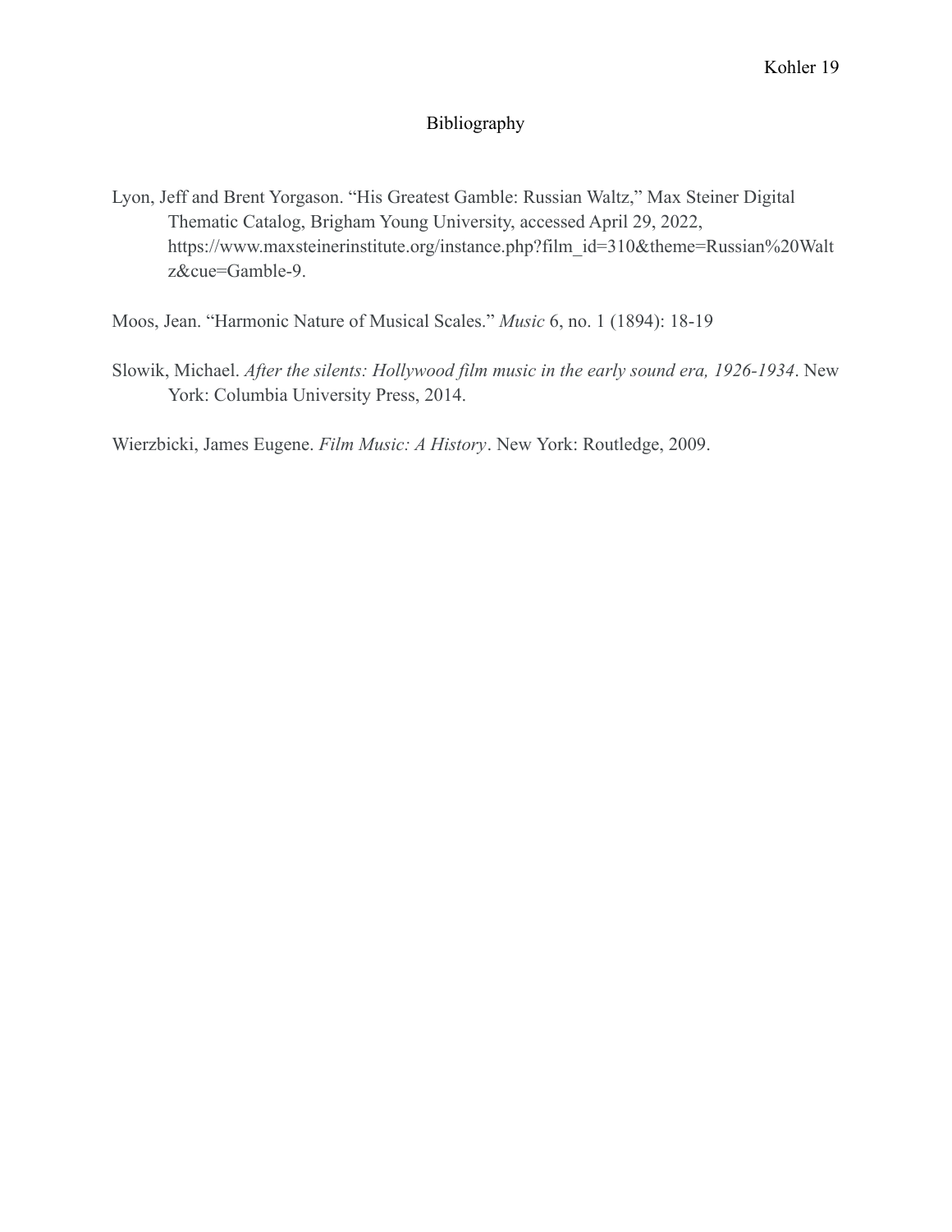# Bibliography

Lyon, Jeff and Brent Yorgason. "His Greatest Gamble: Russian Waltz," Max Steiner Digital Thematic Catalog, Brigham Young University, accessed April 29, 2022, https://www.maxsteinerinstitute.org/instance.php?film_id=310&theme=Russian%20Waltz&cue=Gamble-9.

Moos, Jean. "Harmonic Nature of Musical Scales." *Music* 6, no. 1 (1894): 18-19

Slowik, Michael. *After the silents: Hollywood film music in the early sound era, 1926-1934*. New York: Columbia University Press, 2014.

Wierzbicki, James Eugene. *Film Music: A History*. New York: Routledge, 2009.